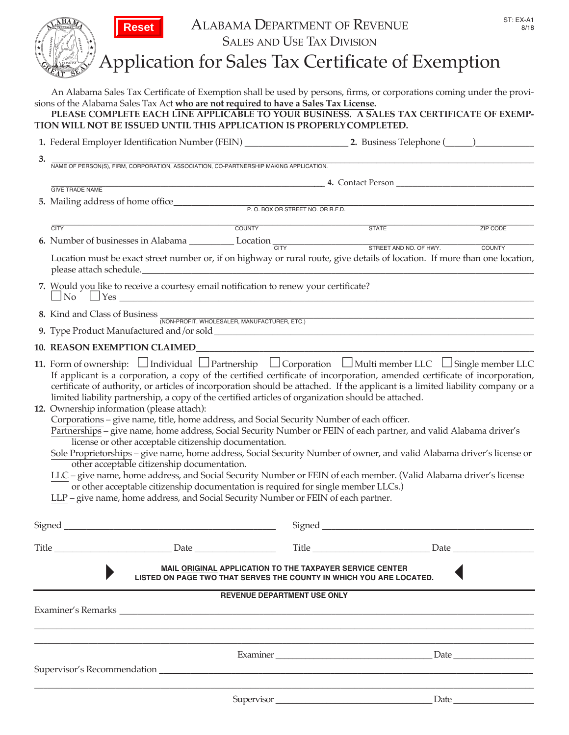Reset

ST: EX-A1
8/18

# ALABAMA DEPARTMENT OF REVENUE

## SALES AND USE TAX DIVISION

# Application for Sales Tax Certificate of Exemption

An Alabama Sales Tax Certificate of Exemption shall be used by persons, firms, or corporations coming under the provisions of the Alabama Sales Tax Act **who are not required to have a Sales Tax License.**

**PLEASE COMPLETE EACH LINE APPLICABLE TO YOUR BUSINESS. A SALES TAX CERTIFICATE OF EXEMPTION WILL NOT BE ISSUED UNTIL THIS APPLICATION IS PROPERLY COMPLETED.**

1. Federal Employer Identification Number (FEIN) ____________________ 2. Business Telephone (_____)____________

3. ______________________________________________________________
NAME OF PERSON(S), FIRM, CORPORATION, ASSOCIATION, CO-PARTNERSHIP MAKING APPLICATION.

______________________________________________ 4. Contact Person ______________________________
GIVE TRADE NAME

5. Mailing address of home office ______________________________________________
P. O. BOX OR STREET NO. OR R.F.D.

______________________________________________________________
CITY COUNTY STATE ZIP CODE

6. Number of businesses in Alabama _________ Location ______________________________
CITY STREET AND NO. OF HWY. COUNTY

Location must be exact street number or, if on highway or rural route, give details of location. If more than one location, please attach schedule.______________________________

7. Would you like to receive a courtesy email notification to renew your certificate?
☐ No ☐ Yes ______________________________

8. Kind and Class of Business ______________________________
(NON-PROFIT, WHOLESALER, MANUFACTURER, ETC.)

9. Type Product Manufactured and/or sold ______________________________

10. **REASON EXEMPTION CLAIMED**______________________________

11. Form of ownership: ☐ Individual ☐ Partnership ☐ Corporation ☐ Multi member LLC ☐ Single member LLC
If applicant is a corporation, a copy of the certified certificate of incorporation, amended certificate of incorporation, certificate of authority, or articles of incorporation should be attached. If the applicant is a limited liability company or a limited liability partnership, a copy of the certified articles of organization should be attached.

12. Ownership information (please attach):
<u>Corporations</u> – give name, title, home address, and Social Security Number of each officer.
<u>Partnerships</u> – give name, home address, Social Security Number or FEIN of each partner, and valid Alabama driver's license or other acceptable citizenship documentation.
<u>Sole Proprietorships</u> – give name, home address, Social Security Number of owner, and valid Alabama driver's license or other acceptable citizenship documentation.
<u>LLC</u> – give name, home address, and Social Security Number or FEIN of each member. (Valid Alabama driver's license or other acceptable citizenship documentation is required for single member LLCs.)
<u>LLP</u> – give name, home address, and Social Security Number or FEIN of each partner.

Signed ______________________________ Signed ______________________________

Title ______________ Date ____________ Title ______________ Date ____________

**MAIL <u>ORIGINAL</u> APPLICATION TO THE TAXPAYER SERVICE CENTER LISTED ON PAGE TWO THAT SERVES THE COUNTY IN WHICH YOU ARE LOCATED.**

**REVENUE DEPARTMENT USE ONLY**

Examiner's Remarks ______________________________

______________________________

______________________________

Examiner ______________________________ Date ____________

Supervisor's Recommendation ______________________________

______________________________

Supervisor ______________________________ Date ____________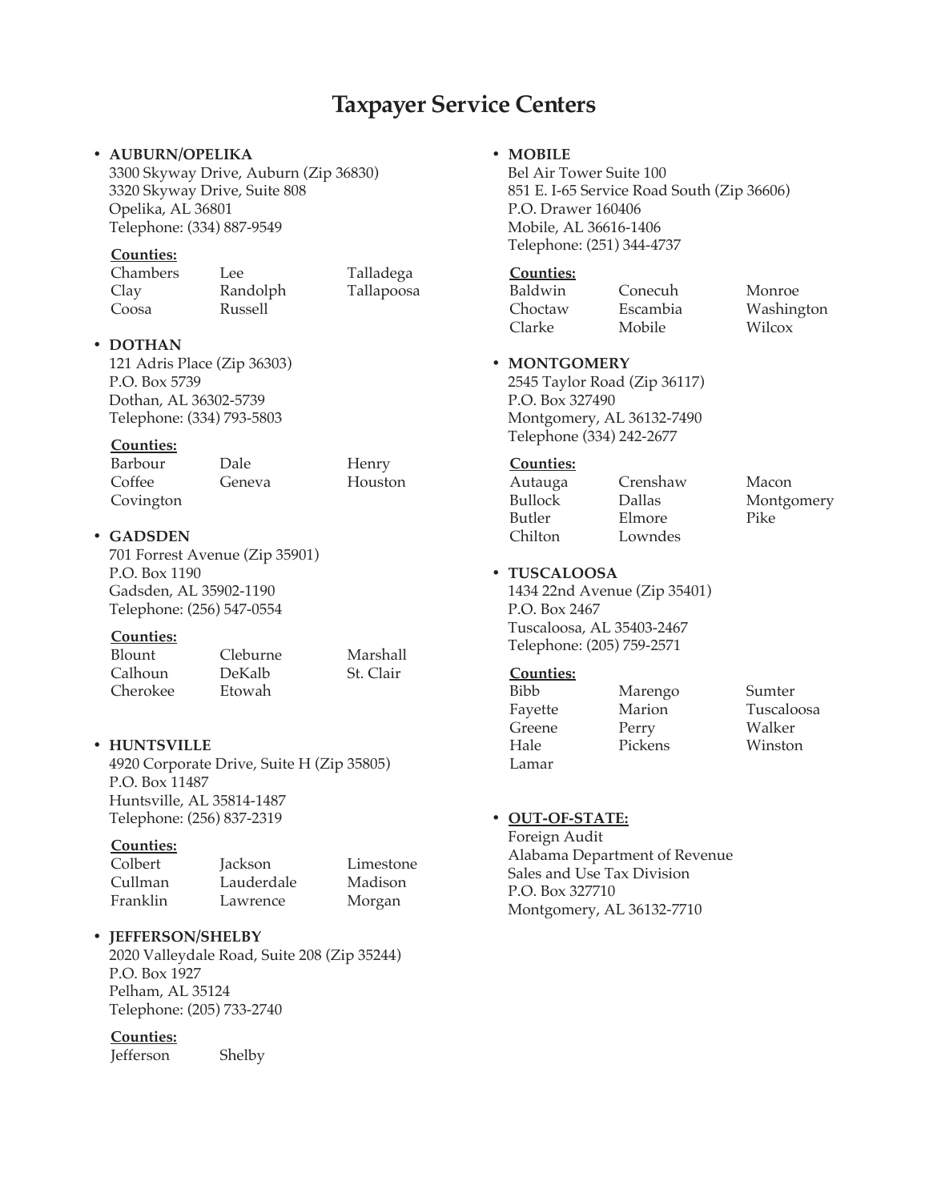# Taxpayer Service Centers

- **AUBURN/OPELIKA**
  3300 Skyway Drive, Auburn (Zip 36830)
  3320 Skyway Drive, Suite 808
  Opelika, AL 36801
  Telephone: (334) 887-9549

  **Counties:**

| | | |
|---|---|---|
| Chambers | Lee | Talladega |
| Clay | Randolph | Tallapoosa |
| Coosa | Russell | |

- **DOTHAN**
  121 Adris Place (Zip 36303)
  P.O. Box 5739
  Dothan, AL 36302-5739
  Telephone: (334) 793-5803

  **Counties:**

| | | |
|---|---|---|
| Barbour | Dale | Henry |
| Coffee | Geneva | Houston |
| Covington | | |

- **GADSDEN**
  701 Forrest Avenue (Zip 35901)
  P.O. Box 1190
  Gadsden, AL 35902-1190
  Telephone: (256) 547-0554

  **Counties:**

| | | |
|---|---|---|
| Blount | Cleburne | Marshall |
| Calhoun | DeKalb | St. Clair |
| Cherokee | Etowah | |

- **HUNTSVILLE**
  4920 Corporate Drive, Suite H (Zip 35805)
  P.O. Box 11487
  Huntsville, AL 35814-1487
  Telephone: (256) 837-2319

  **Counties:**

| | | |
|---|---|---|
| Colbert | Jackson | Limestone |
| Cullman | Lauderdale | Madison |
| Franklin | Lawrence | Morgan |

- **JEFFERSON/SHELBY**
  2020 Valleydale Road, Suite 208 (Zip 35244)
  P.O. Box 1927
  Pelham, AL 35124
  Telephone: (205) 733-2740

  **Counties:**

| | |
|---|---|
| Jefferson | Shelby |

- **MOBILE**
  Bel Air Tower Suite 100
  851 E. I-65 Service Road South (Zip 36606)
  P.O. Drawer 160406
  Mobile, AL 36616-1406
  Telephone: (251) 344-4737

  **Counties:**

| | | |
|---|---|---|
| Baldwin | Conecuh | Monroe |
| Choctaw | Escambia | Washington |
| Clarke | Mobile | Wilcox |

- **MONTGOMERY**
  2545 Taylor Road (Zip 36117)
  P.O. Box 327490
  Montgomery, AL 36132-7490
  Telephone (334) 242-2677

  **Counties:**

| | | |
|---|---|---|
| Autauga | Crenshaw | Macon |
| Bullock | Dallas | Montgomery |
| Butler | Elmore | Pike |
| Chilton | Lowndes | |

- **TUSCALOOSA**
  1434 22nd Avenue (Zip 35401)
  P.O. Box 2467
  Tuscaloosa, AL 35403-2467
  Telephone: (205) 759-2571

  **Counties:**

| | | |
|---|---|---|
| Bibb | Marengo | Sumter |
| Fayette | Marion | Tuscaloosa |
| Greene | Perry | Walker |
| Hale | Pickens | Winston |
| Lamar | | |

- **OUT-OF-STATE:**
  Foreign Audit
  Alabama Department of Revenue
  Sales and Use Tax Division
  P.O. Box 327710
  Montgomery, AL 36132-7710